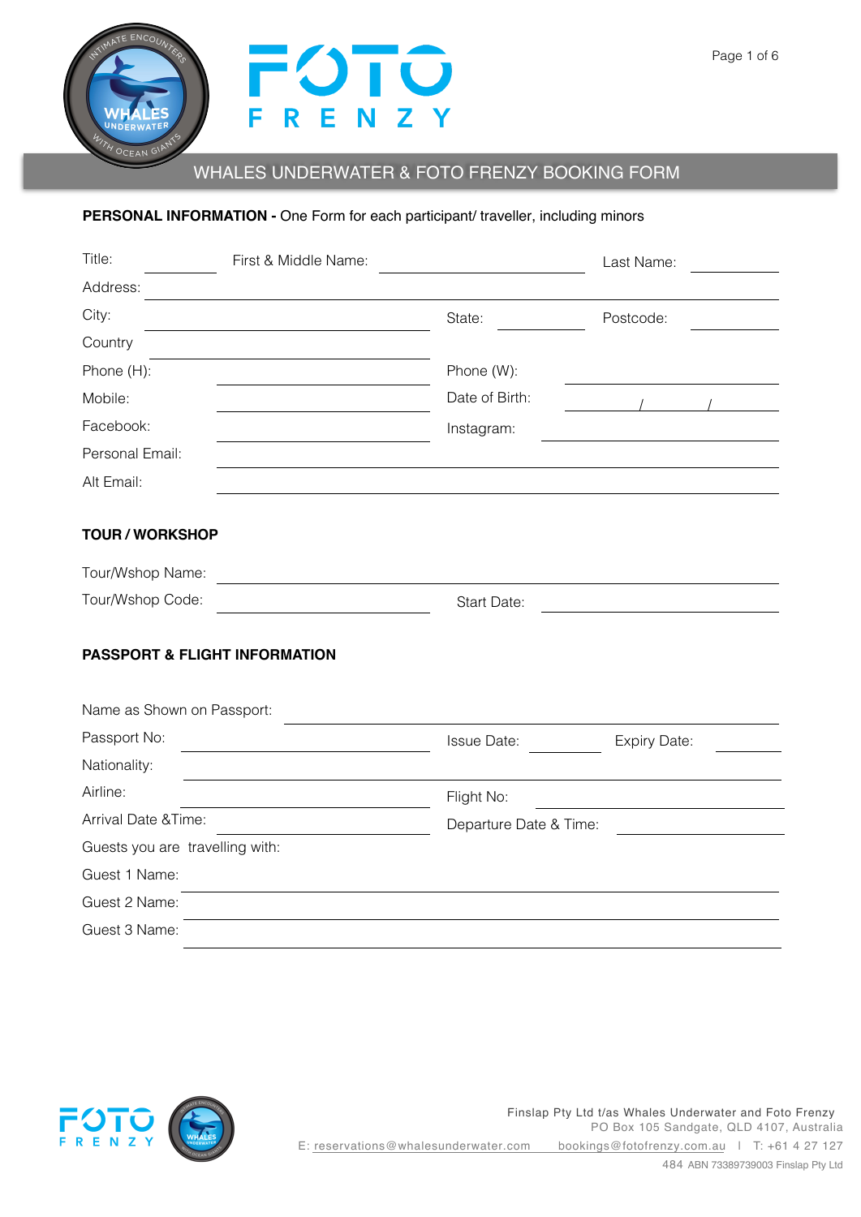# WHALES UNDERWATER & FOTO FRENZY BOOKING FORM

**PERSONAL INFORMATION -** One Form for each participant/ traveller, including minors

Title: ________ First & Middle Name: ______________________ Last Name: ________

Address: ______________________________________________

City: ______________________ State: ________ Postcode: ________

Country ______________________

Phone (H): ______________________ Phone (W): ______________________

Mobile: ______________________ Date of Birth: ______ / ______ / ______

Facebook: ______________________ Instagram: ______________________

Personal Email: ______________________________________________

Alt Email: ______________________________________________

## TOUR / WORKSHOP

Tour/Wshop Name: ______________________________________________

Tour/Wshop Code: ______________________ Start Date: ______________________

## PASSPORT & FLIGHT INFORMATION

Name as Shown on Passport: ______________________________________________

Passport No: ______________________ Issue Date: ________ Expiry Date: ________

Nationality: ______________________________________________

Airline: ______________________ Flight No: ______________________

Arrival Date &Time: ______________________ Departure Date & Time: ______________________

Guests you are travelling with:

Guest 1 Name: ______________________________________________

Guest 2 Name: ______________________________________________

Guest 3 Name: ______________________________________________

Finslap Pty Ltd t/as Whales Underwater and Foto Frenzy
PO Box 105 Sandgate, QLD 4107, Australia
E: reservations@whalesunderwater.com bookings@fotofrenzy.com.au I T: +61 4 27 127 484 ABN 73389739003 Finslap Pty Ltd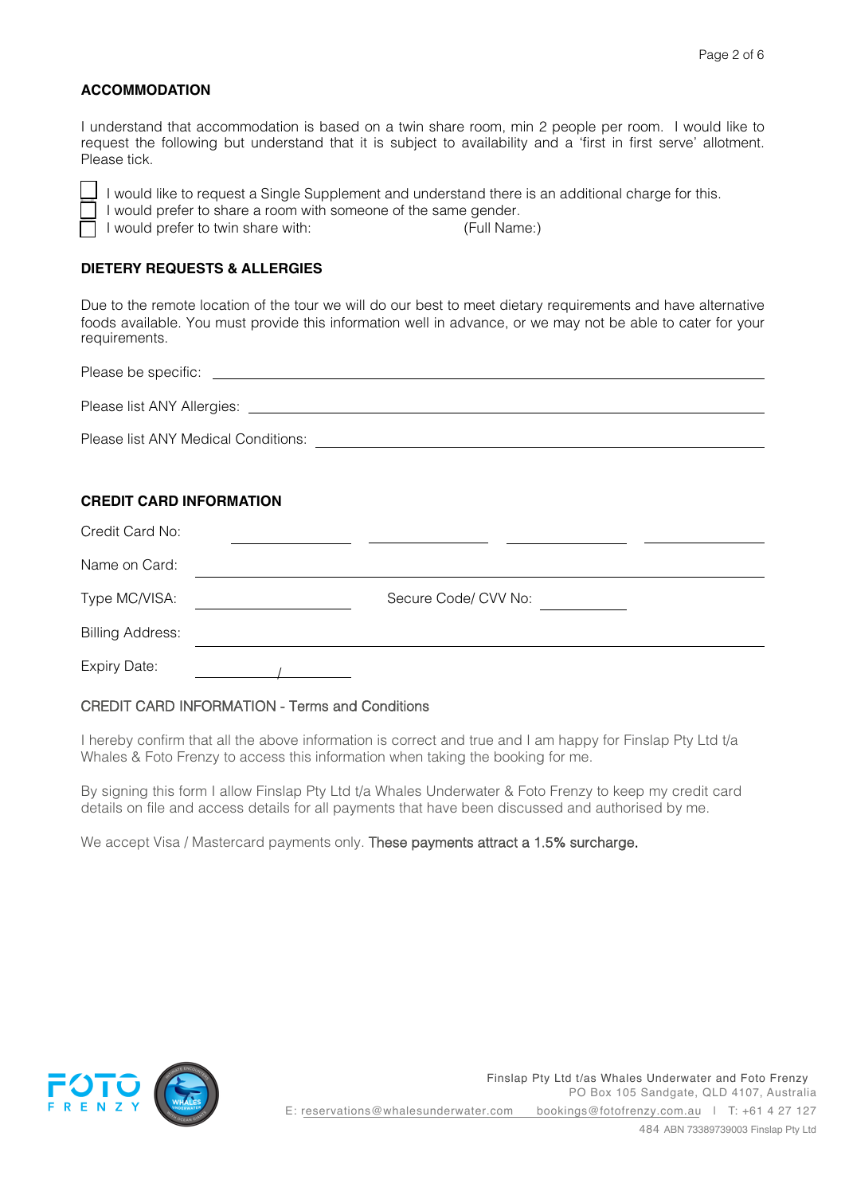## ACCOMMODATION

I understand that accommodation is based on a twin share room, min 2 people per room. I would like to request the following but understand that it is subject to availability and a 'first in first serve' allotment. Please tick.

- ☐ I would like to request a Single Supplement and understand there is an additional charge for this.
- ☐ I would prefer to share a room with someone of the same gender.
- ☐ I would prefer to twin share with: (Full Name:)

## DIETERY REQUESTS & ALLERGIES

Due to the remote location of the tour we will do our best to meet dietary requirements and have alternative foods available. You must provide this information well in advance, or we may not be able to cater for your requirements.

Please be specific: ______________________________

Please list ANY Allergies: ______________________________

Please list ANY Medical Conditions: ______________________________

## CREDIT CARD INFORMATION

Credit Card No: ________ ________ ________ ________

Name on Card: ______________________________

Type MC/VISA: ____________ Secure Code/ CVV No: ________

Billing Address: ______________________________

Expiry Date: ______ / ______

### CREDIT CARD INFORMATION - Terms and Conditions

I hereby confirm that all the above information is correct and true and I am happy for Finslap Pty Ltd t/a Whales & Foto Frenzy to access this information when taking the booking for me.

By signing this form I allow Finslap Pty Ltd t/a Whales Underwater & Foto Frenzy to keep my credit card details on file and access details for all payments that have been discussed and authorised by me.

We accept Visa / Mastercard payments only. **These payments attract a 1.5% surcharge.**

Finslap Pty Ltd t/as Whales Underwater and Foto Frenzy
PO Box 105 Sandgate, QLD 4107, Australia
E: reservations@whalesunderwater.com bookings@fotofrenzy.com.au | T: +61 4 27 127 484 ABN 73389739003 Finslap Pty Ltd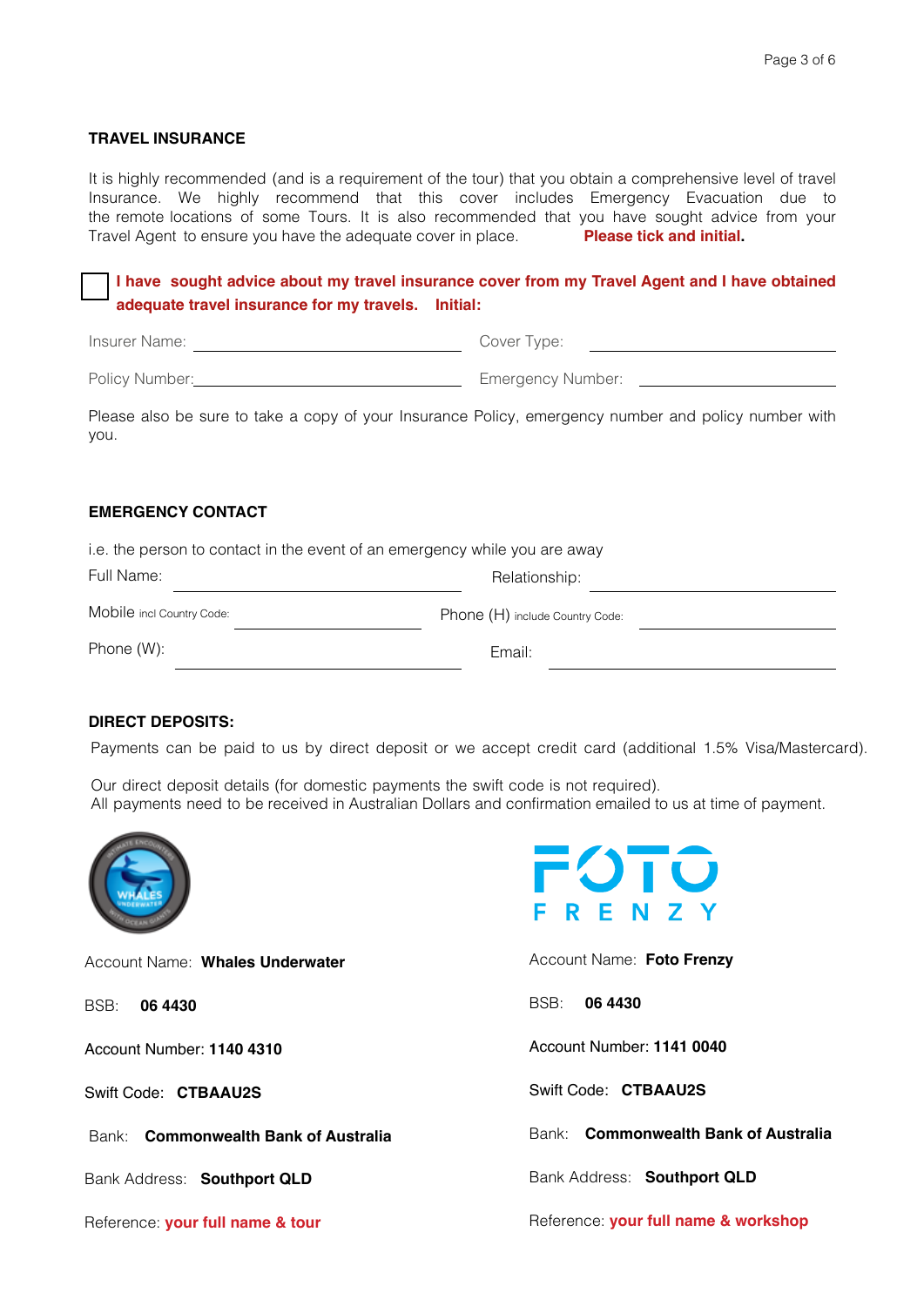## TRAVEL INSURANCE

It is highly recommended (and is a requirement of the tour) that you obtain a comprehensive level of travel Insurance. We highly recommend that this cover includes Emergency Evacuation due to the remote locations of some Tours. It is also recommended that you have sought advice from your Travel Agent to ensure you have the adequate cover in place. **Please tick and initial.**

☐ **I have sought advice about my travel insurance cover from my Travel Agent and I have obtained adequate travel insurance for my travels. Initial:**

Insurer Name: ____________________ Cover Type: ____________________

Policy Number: ____________________ Emergency Number: ____________________

Please also be sure to take a copy of your Insurance Policy, emergency number and policy number with you.

## EMERGENCY CONTACT

i.e. the person to contact in the event of an emergency while you are away

Full Name: ____________________ Relationship: ____________________

Mobile incl Country Code: ____________________ Phone (H) include Country Code: ____________________

Phone (W): ____________________ Email: ____________________

## DIRECT DEPOSITS:

Payments can be paid to us by direct deposit or we accept credit card (additional 1.5% Visa/Mastercard).

Our direct deposit details (for domestic payments the swift code is not required).
All payments need to be received in Australian Dollars and confirmation emailed to us at time of payment.

Account Name: **Whales Underwater**

BSB: **06 4430**

Account Number: **1140 4310**

Swift Code: **CTBAAU2S**

Bank: **Commonwealth Bank of Australia**

Bank Address: **Southport QLD**

Reference: **your full name & tour**

Account Name: **Foto Frenzy**

BSB: **06 4430**

Account Number: **1141 0040**

Swift Code: **CTBAAU2S**

Bank: **Commonwealth Bank of Australia**

Bank Address: **Southport QLD**

Reference: **your full name & workshop**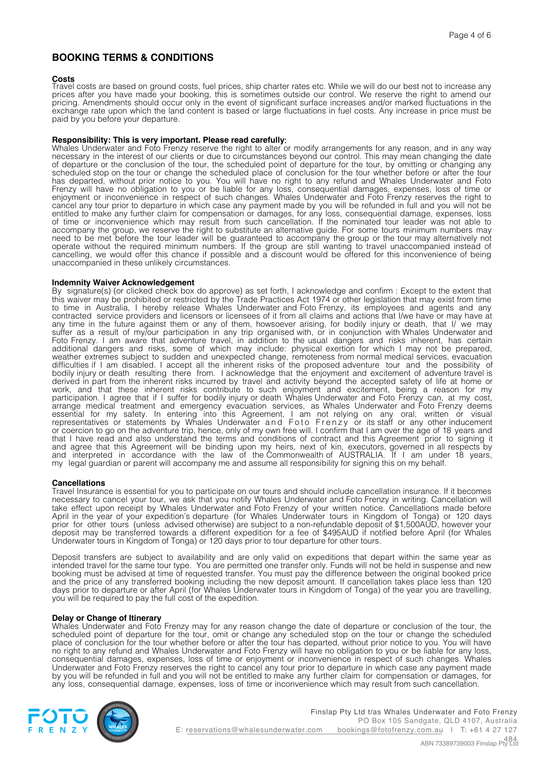## BOOKING TERMS & CONDITIONS

**Costs**
Travel costs are based on ground costs, fuel prices, ship charter rates etc. While we will do our best not to increase any prices after you have made your booking, this is sometimes outside our control. We reserve the right to amend our pricing. Amendments should occur only in the event of significant surface increases and/or marked fluctuations in the exchange rate upon which the land content is based or large fluctuations in fuel costs. Any increase in price must be paid by you before your departure.

**Responsibility: This is very important. Please read carefully:**
Whales Underwater and Foto Frenzy reserve the right to alter or modify arrangements for any reason, and in any way necessary in the interest of our clients or due to circumstances beyond our control. This may mean changing the date of departure or the conclusion of the tour, the scheduled point of departure for the tour, by omitting or changing any scheduled stop on the tour or change the scheduled place of conclusion for the tour whether before or after the tour has departed, without prior notice to you. You will have no right to any refund and Whales Underwater and Foto Frenzy will have no obligation to you or be liable for any loss, consequential damages, expenses, loss of time or enjoyment or inconvenience in respect of such changes. Whales Underwater and Foto Frenzy reserves the right to cancel any tour prior to departure in which case any payment made by you will be refunded in full and you will not be entitled to make any further claim for compensation or damages, for any loss, consequential damage, expenses, loss of time or inconvenience which may result from such cancellation. If the nominated tour leader was not able to accompany the group, we reserve the right to substitute an alternative guide. For some tours minimum numbers may need to be met before the tour leader will be guaranteed to accompany the group or the tour may alternatively not operate without the required minimum numbers. If the group are still wanting to travel unaccompanied instead of cancelling, we would offer this chance if possible and a discount would be offered for this inconvenience of being unaccompanied in these unlikely circumstances.

**Indemnity Waiver Acknowledgement**
By signature(s) (or clicked check box do approve) as set forth, I acknowledge and confirm : Except to the extent that this waiver may be prohibited or restricted by the Trade Practices Act 1974 or other legislation that may exist from time to time in Australia, I hereby release Whales Underwater and Foto Frenzy, its employees and agents and any contracted service providers and licensors or licensees of it from all claims and actions that I/we have or may have at any time in the future against them or any of them, howsoever arising, for bodily injury or death, that I/ we may suffer as a result of my/our participation in any trip organised with, or in conjunction with Whales Underwater and Foto Frenzy. I am aware that adventure travel, in addition to the usual dangers and risks inherent, has certain additional dangers and risks, some of which may include: physical exertion for which I may not be prepared, weather extremes subject to sudden and unexpected change, remoteness from normal medical services, evacuation difficulties if I am disabled. I accept all the inherent risks of the proposed adventure tour and the possibility of bodily injury or death resulting there from. I acknowledge that the enjoyment and excitement of adventure travel is derived in part from the inherent risks incurred by travel and activity beyond the accepted safety of life at home or work, and that these inherent risks contribute to such enjoyment and excitement, being a reason for my participation. I agree that if I suffer for bodily injury or death Whales Underwater and Foto Frenzy can, at my cost, arrange medical treatment and emergency evacuation services, as Whales Underwater and Foto Frenzy deems essential for my safety. In entering into this Agreement, I am not relying on any oral, written or visual representatives or statements by Whales Underwater and Foto Frenzy or its staff or any other inducement or coercion to go on the adventure trip, hence, only of my own free will. I confirm that I am over the age of 18 years and that I have read and also understand the terms and conditions of contract and this Agreement prior to signing it and agree that this Agreement will be binding upon my heirs, next of kin, executors, governed in all respects by and interpreted in accordance with the law of the Commonwealth of AUSTRALIA. If I am under 18 years, my legal guardian or parent will accompany me and assume all responsibility for signing this on my behalf.

**Cancellations**
Travel Insurance is essential for you to participate on our tours and should include cancellation insurance. If it becomes necessary to cancel your tour, we ask that you notify Whales Underwater and Foto Frenzy in writing. Cancellation will take effect upon receipt by Whales Underwater and Foto Frenzy of your written notice. Cancellations made before April in the year of your expedition's departure (for Whales Underwater tours in Kingdom of Tonga) or 120 days prior for other tours (unless advised otherwise) are subject to a non-refundable deposit of $1,500AUD, however your deposit may be transferred towards a different expedition for a fee of $495AUD if notified before April (for Whales Underwater tours in Kingdom of Tonga) or 120 days prior to tour departure for other tours.

Deposit transfers are subject to availability and are only valid on expeditions that depart within the same year as intended travel for the same tour type. You are permitted one transfer only. Funds will not be held in suspense and new booking must be advised at time of requested transfer. You must pay the difference between the original booked price and the price of any transferred booking including the new deposit amount. If cancellation takes place less than 120 days prior to departure or after April (for Whales Underwater tours in Kingdom of Tonga) of the year you are travelling, you will be required to pay the full cost of the expedition.

**Delay or Change of Itinerary**
Whales Underwater and Foto Frenzy may for any reason change the date of departure or conclusion of the tour, the scheduled point of departure for the tour, omit or change any scheduled stop on the tour or change the scheduled place of conclusion for the tour whether before or after the tour has departed, without prior notice to you. You will have no right to any refund and Whales Underwater and Foto Frenzy will have no obligation to you or be liable for any loss, consequential damages, expenses, loss of time or enjoyment or inconvenience in respect of such changes. Whales Underwater and Foto Frenzy reserves the right to cancel any tour prior to departure in which case any payment made by you will be refunded in full and you will not be entitled to make any further claim for compensation or damages, for any loss, consequential damage, expenses, loss of time or inconvenience which may result from such cancellation.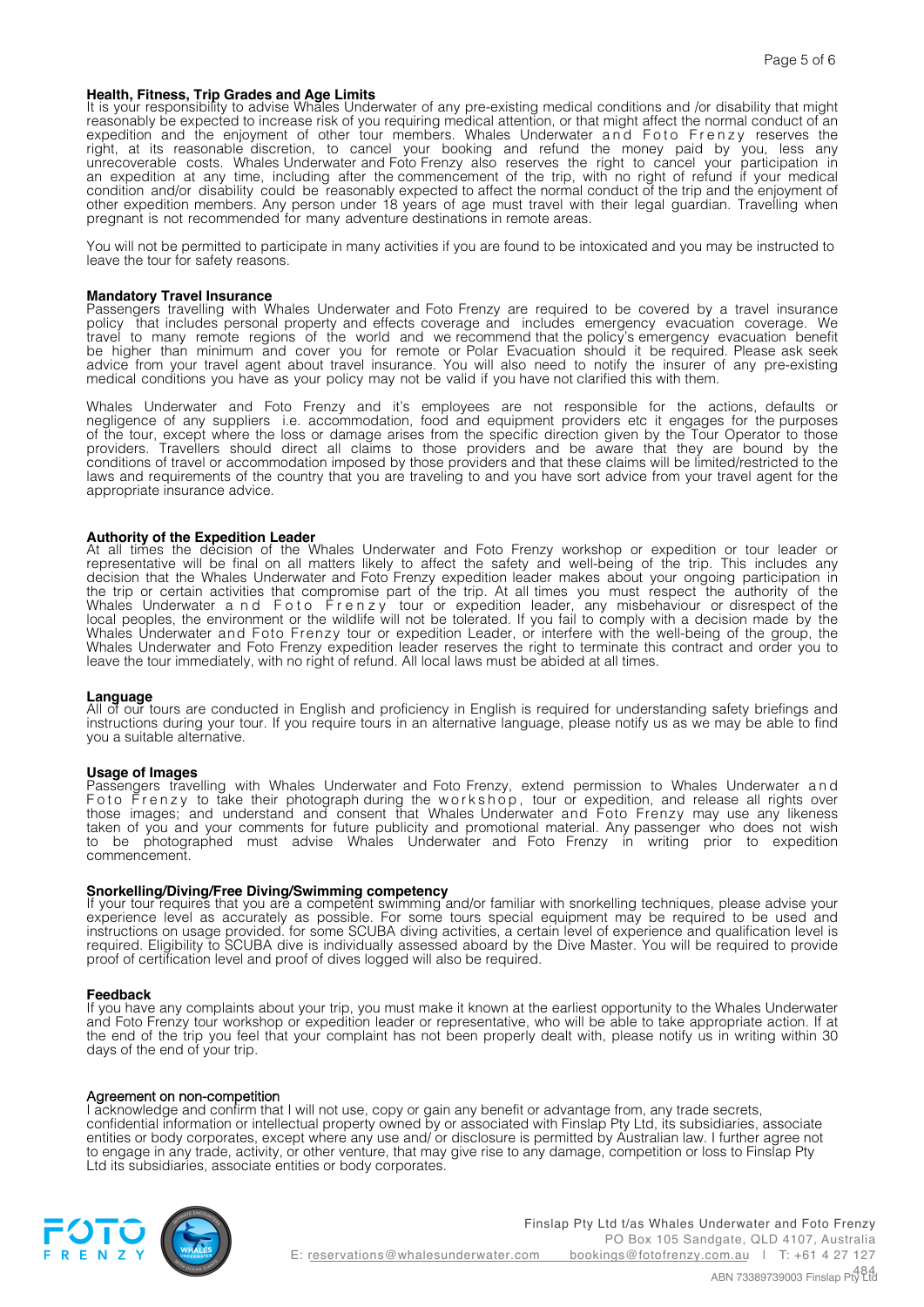**Health, Fitness, Trip Grades and Age Limits**
It is your responsibility to advise Whales Underwater of any pre-existing medical conditions and /or disability that might reasonably be expected to increase risk of you requiring medical attention, or that might affect the normal conduct of an expedition and the enjoyment of other tour members. Whales Underwater and Foto Frenzy reserves the right, at its reasonable discretion, to cancel your booking and refund the money paid by you, less any unrecoverable costs. Whales Underwater and Foto Frenzy also reserves the right to cancel your participation in an expedition at any time, including after the commencement of the trip, with no right of refund if your medical condition and/or disability could be reasonably expected to affect the normal conduct of the trip and the enjoyment of other expedition members. Any person under 18 years of age must travel with their legal guardian. Travelling when pregnant is not recommended for many adventure destinations in remote areas.

You will not be permitted to participate in many activities if you are found to be intoxicated and you may be instructed to leave the tour for safety reasons.

**Mandatory Travel Insurance**
Passengers travelling with Whales Underwater and Foto Frenzy are required to be covered by a travel insurance policy that includes personal property and effects coverage and includes emergency evacuation coverage. We travel to many remote regions of the world and we recommend that the policy's emergency evacuation benefit be higher than minimum and cover you for remote or Polar Evacuation should it be required. Please ask seek advice from your travel agent about travel insurance. You will also need to notify the insurer of any pre-existing medical conditions you have as your policy may not be valid if you have not clarified this with them.

Whales Underwater and Foto Frenzy and it's employees are not responsible for the actions, defaults or negligence of any suppliers i.e. accommodation, food and equipment providers etc it engages for the purposes of the tour, except where the loss or damage arises from the specific direction given by the Tour Operator to those providers. Travellers should direct all claims to those providers and be aware that they are bound by the conditions of travel or accommodation imposed by those providers and that these claims will be limited/restricted to the laws and requirements of the country that you are traveling to and you have sort advice from your travel agent for the appropriate insurance advice.

**Authority of the Expedition Leader**
At all times the decision of the Whales Underwater and Foto Frenzy workshop or expedition or tour leader or representative will be final on all matters likely to affect the safety and well-being of the trip. This includes any decision that the Whales Underwater and Foto Frenzy expedition leader makes about your ongoing participation in the trip or certain activities that compromise part of the trip. At all times you must respect the authority of the Whales Underwater and Foto Frenzy tour or expedition leader, any misbehaviour or disrespect of the local peoples, the environment or the wildlife will not be tolerated. If you fail to comply with a decision made by the Whales Underwater and Foto Frenzy tour or expedition Leader, or interfere with the well-being of the group, the Whales Underwater and Foto Frenzy expedition leader reserves the right to terminate this contract and order you to leave the tour immediately, with no right of refund. All local laws must be abided at all times.

**Language**
All of our tours are conducted in English and proficiency in English is required for understanding safety briefings and instructions during your tour. If you require tours in an alternative language, please notify us as we may be able to find you a suitable alternative.

**Usage of Images**
Passengers travelling with Whales Underwater and Foto Frenzy, extend permission to Whales Underwater and Foto Frenzy to take their photograph during the workshop, tour or expedition, and release all rights over those images; and understand and consent that Whales Underwater and Foto Frenzy may use any likeness taken of you and your comments for future publicity and promotional material. Any passenger who does not wish to be photographed must advise Whales Underwater and Foto Frenzy in writing prior to expedition commencement.

**Snorkelling/Diving/Free Diving/Swimming competency**
If your tour requires that you are a competent swimming and/or familiar with snorkelling techniques, please advise your experience level as accurately as possible. For some tours special equipment may be required to be used and instructions on usage provided. for some SCUBA diving activities, a certain level of experience and qualification level is required. Eligibility to SCUBA dive is individually assessed aboard by the Dive Master. You will be required to provide proof of certification level and proof of dives logged will also be required.

**Feedback**
If you have any complaints about your trip, you must make it known at the earliest opportunity to the Whales Underwater and Foto Frenzy tour workshop or expedition leader or representative, who will be able to take appropriate action. If at the end of the trip you feel that your complaint has not been properly dealt with, please notify us in writing within 30 days of the end of your trip.

**Agreement on non-competition**
I acknowledge and confirm that I will not use, copy or gain any benefit or advantage from, any trade secrets, confidential information or intellectual property owned by or associated with Finslap Pty Ltd, its subsidiaries, associate entities or body corporates, except where any use and/ or disclosure is permitted by Australian law. I further agree not to engage in any trade, activity, or other venture, that may give rise to any damage, competition or loss to Finslap Pty Ltd its subsidiaries, associate entities or body corporates.

Finslap Pty Ltd t/as Whales Underwater and Foto Frenzy
PO Box 105 Sandgate, QLD 4107, Australia
E: reservations@whalesunderwater.com bookings@fotofrenzy.com.au | T: +61 4 27 127 484
ABN 73389739003 Finslap Pty Ltd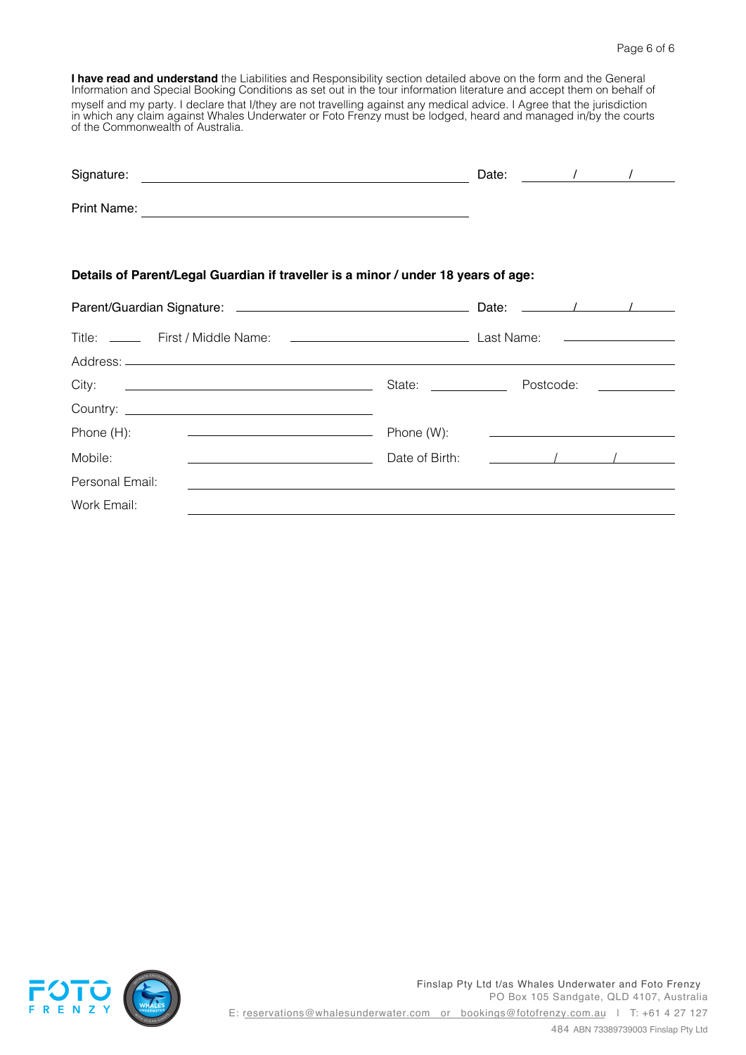**I have read and understand** the Liabilities and Responsibility section detailed above on the form and the General Information and Special Booking Conditions as set out in the tour information literature and accept them on behalf of myself and my party. I declare that I/they are not travelling against any medical advice. I Agree that the jurisdiction in which any claim against Whales Underwater or Foto Frenzy must be lodged, heard and managed in/by the courts of the Commonwealth of Australia.

Signature: ______________________________ Date: _____ / _____ / _____

Print Name: ______________________________

**Details of Parent/Legal Guardian if traveller is a minor / under 18 years of age:**

Parent/Guardian Signature: ______________________________ Date: _____ / _____ / _____

Title: _____ First / Middle Name: ______________________ Last Name: ______________

Address: ______________________________________________

City: ______________________ State: __________ Postcode: __________

Country: ______________________

Phone (H): ______________________ Phone (W): ______________________

Mobile: ______________________ Date of Birth: _____ / _____ / _____

Personal Email: ______________________________________________

Work Email: ______________________________________________

Finslap Pty Ltd t/as Whales Underwater and Foto Frenzy
PO Box 105 Sandgate, QLD 4107, Australia
E: reservations@whalesunderwater.com or bookings@fotofrenzy.com.au | T: +61 4 27 127 484 ABN 73389739003 Finslap Pty Ltd